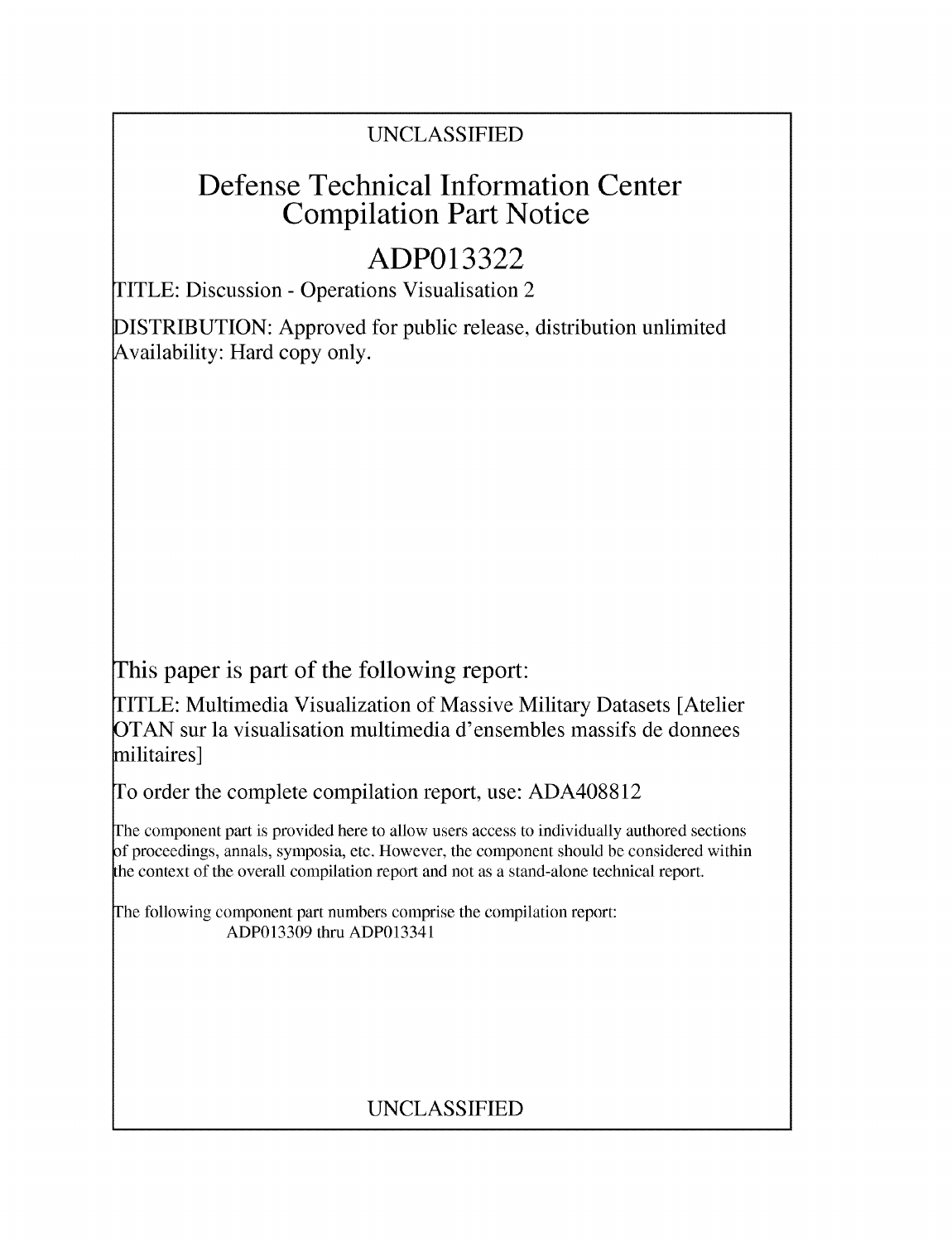UNCLASSIFIED

# Defense Technical Information Center Compilation Part Notice

## ADP013322

TITLE: Discussion - Operations Visualisation 2

DISTRIBUTION: Approved for public release, distribution unlimited
Availability: Hard copy only.

This paper is part of the following report:

TITLE: Multimedia Visualization of Massive Military Datasets [Atelier OTAN sur la visualisation multimedia d'ensembles massifs de donnees militaires]

To order the complete compilation report, use: ADA408812

The component part is provided here to allow users access to individually authored sections of proceedings, annals, symposia, etc. However, the component should be considered within the context of the overall compilation report and not as a stand-alone technical report.

The following component part numbers comprise the compilation report:
ADP013309 thru ADP013341

UNCLASSIFIED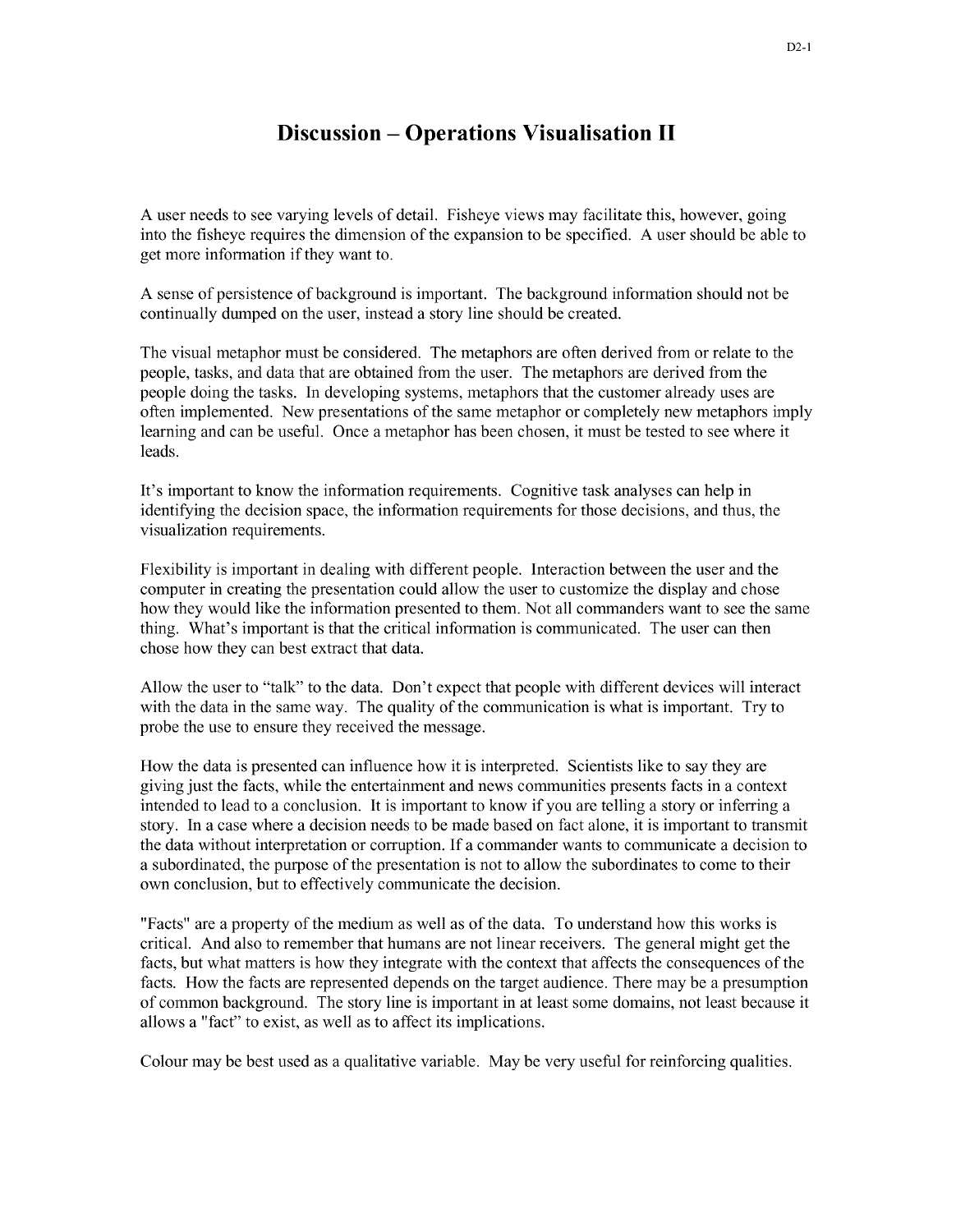# Discussion – Operations Visualisation II

A user needs to see varying levels of detail. Fisheye views may facilitate this, however, going into the fisheye requires the dimension of the expansion to be specified. A user should be able to get more information if they want to.

A sense of persistence of background is important. The background information should not be continually dumped on the user, instead a story line should be created.

The visual metaphor must be considered. The metaphors are often derived from or relate to the people, tasks, and data that are obtained from the user. The metaphors are derived from the people doing the tasks. In developing systems, metaphors that the customer already uses are often implemented. New presentations of the same metaphor or completely new metaphors imply learning and can be useful. Once a metaphor has been chosen, it must be tested to see where it leads.

It's important to know the information requirements. Cognitive task analyses can help in identifying the decision space, the information requirements for those decisions, and thus, the visualization requirements.

Flexibility is important in dealing with different people. Interaction between the user and the computer in creating the presentation could allow the user to customize the display and chose how they would like the information presented to them. Not all commanders want to see the same thing. What's important is that the critical information is communicated. The user can then chose how they can best extract that data.

Allow the user to "talk" to the data. Don't expect that people with different devices will interact with the data in the same way. The quality of the communication is what is important. Try to probe the use to ensure they received the message.

How the data is presented can influence how it is interpreted. Scientists like to say they are giving just the facts, while the entertainment and news communities presents facts in a context intended to lead to a conclusion. It is important to know if you are telling a story or inferring a story. In a case where a decision needs to be made based on fact alone, it is important to transmit the data without interpretation or corruption. If a commander wants to communicate a decision to a subordinated, the purpose of the presentation is not to allow the subordinates to come to their own conclusion, but to effectively communicate the decision.

"Facts" are a property of the medium as well as of the data. To understand how this works is critical. And also to remember that humans are not linear receivers. The general might get the facts, but what matters is how they integrate with the context that affects the consequences of the facts. How the facts are represented depends on the target audience. There may be a presumption of common background. The story line is important in at least some domains, not least because it allows a "fact" to exist, as well as to affect its implications.

Colour may be best used as a qualitative variable. May be very useful for reinforcing qualities.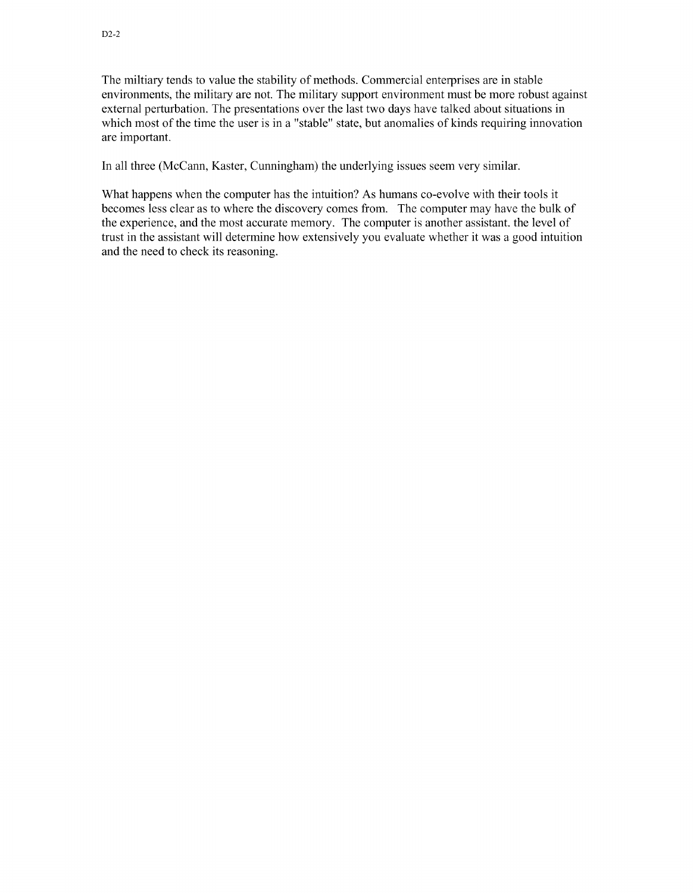The miltiary tends to value the stability of methods. Commercial enterprises are in stable environments, the military are not. The military support environment must be more robust against external perturbation. The presentations over the last two days have talked about situations in which most of the time the user is in a "stable" state, but anomalies of kinds requiring innovation are important.

In all three (McCann, Kaster, Cunningham) the underlying issues seem very similar.

What happens when the computer has the intuition? As humans co-evolve with their tools it becomes less clear as to where the discovery comes from. The computer may have the bulk of the experience, and the most accurate memory. The computer is another assistant. the level of trust in the assistant will determine how extensively you evaluate whether it was a good intuition and the need to check its reasoning.